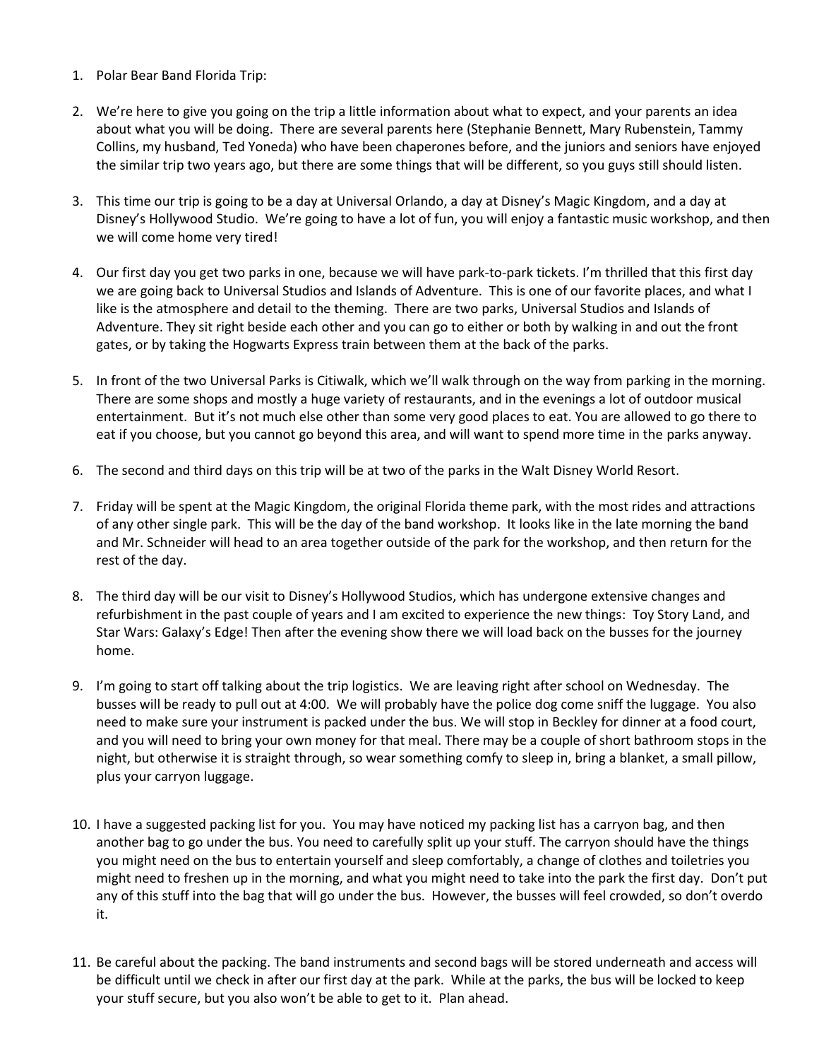1. Polar Bear Band Florida Trip:

2. We're here to give you going on the trip a little information about what to expect, and your parents an idea about what you will be doing. There are several parents here (Stephanie Bennett, Mary Rubenstein, Tammy Collins, my husband, Ted Yoneda) who have been chaperones before, and the juniors and seniors have enjoyed the similar trip two years ago, but there are some things that will be different, so you guys still should listen.

3. This time our trip is going to be a day at Universal Orlando, a day at Disney's Magic Kingdom, and a day at Disney's Hollywood Studio. We're going to have a lot of fun, you will enjoy a fantastic music workshop, and then we will come home very tired!

4. Our first day you get two parks in one, because we will have park-to-park tickets. I'm thrilled that this first day we are going back to Universal Studios and Islands of Adventure. This is one of our favorite places, and what I like is the atmosphere and detail to the theming. There are two parks, Universal Studios and Islands of Adventure. They sit right beside each other and you can go to either or both by walking in and out the front gates, or by taking the Hogwarts Express train between them at the back of the parks.

5. In front of the two Universal Parks is Citiwalk, which we'll walk through on the way from parking in the morning. There are some shops and mostly a huge variety of restaurants, and in the evenings a lot of outdoor musical entertainment. But it's not much else other than some very good places to eat. You are allowed to go there to eat if you choose, but you cannot go beyond this area, and will want to spend more time in the parks anyway.

6. The second and third days on this trip will be at two of the parks in the Walt Disney World Resort.

7. Friday will be spent at the Magic Kingdom, the original Florida theme park, with the most rides and attractions of any other single park. This will be the day of the band workshop. It looks like in the late morning the band and Mr. Schneider will head to an area together outside of the park for the workshop, and then return for the rest of the day.

8. The third day will be our visit to Disney's Hollywood Studios, which has undergone extensive changes and refurbishment in the past couple of years and I am excited to experience the new things: Toy Story Land, and Star Wars: Galaxy's Edge! Then after the evening show there we will load back on the busses for the journey home.

9. I'm going to start off talking about the trip logistics. We are leaving right after school on Wednesday. The busses will be ready to pull out at 4:00. We will probably have the police dog come sniff the luggage. You also need to make sure your instrument is packed under the bus. We will stop in Beckley for dinner at a food court, and you will need to bring your own money for that meal. There may be a couple of short bathroom stops in the night, but otherwise it is straight through, so wear something comfy to sleep in, bring a blanket, a small pillow, plus your carryon luggage.

10. I have a suggested packing list for you. You may have noticed my packing list has a carryon bag, and then another bag to go under the bus. You need to carefully split up your stuff. The carryon should have the things you might need on the bus to entertain yourself and sleep comfortably, a change of clothes and toiletries you might need to freshen up in the morning, and what you might need to take into the park the first day. Don't put any of this stuff into the bag that will go under the bus. However, the busses will feel crowded, so don't overdo it.

11. Be careful about the packing. The band instruments and second bags will be stored underneath and access will be difficult until we check in after our first day at the park. While at the parks, the bus will be locked to keep your stuff secure, but you also won't be able to get to it. Plan ahead.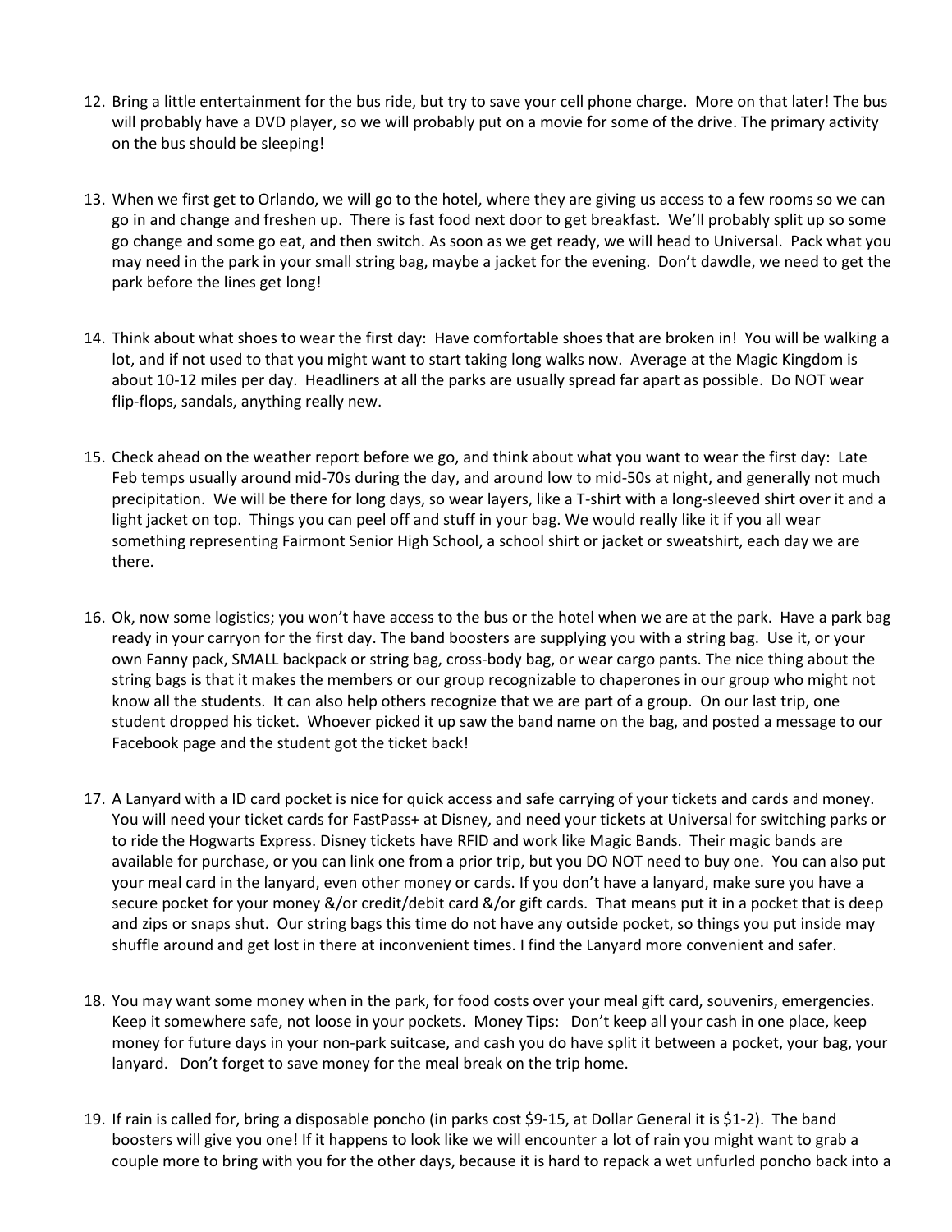12. Bring a little entertainment for the bus ride, but try to save your cell phone charge. More on that later! The bus will probably have a DVD player, so we will probably put on a movie for some of the drive. The primary activity on the bus should be sleeping!

13. When we first get to Orlando, we will go to the hotel, where they are giving us access to a few rooms so we can go in and change and freshen up. There is fast food next door to get breakfast. We'll probably split up so some go change and some go eat, and then switch. As soon as we get ready, we will head to Universal. Pack what you may need in the park in your small string bag, maybe a jacket for the evening. Don't dawdle, we need to get the park before the lines get long!

14. Think about what shoes to wear the first day: Have comfortable shoes that are broken in! You will be walking a lot, and if not used to that you might want to start taking long walks now. Average at the Magic Kingdom is about 10-12 miles per day. Headliners at all the parks are usually spread far apart as possible. Do NOT wear flip-flops, sandals, anything really new.

15. Check ahead on the weather report before we go, and think about what you want to wear the first day: Late Feb temps usually around mid-70s during the day, and around low to mid-50s at night, and generally not much precipitation. We will be there for long days, so wear layers, like a T-shirt with a long-sleeved shirt over it and a light jacket on top. Things you can peel off and stuff in your bag. We would really like it if you all wear something representing Fairmont Senior High School, a school shirt or jacket or sweatshirt, each day we are there.

16. Ok, now some logistics; you won't have access to the bus or the hotel when we are at the park. Have a park bag ready in your carryon for the first day. The band boosters are supplying you with a string bag. Use it, or your own Fanny pack, SMALL backpack or string bag, cross-body bag, or wear cargo pants. The nice thing about the string bags is that it makes the members or our group recognizable to chaperones in our group who might not know all the students. It can also help others recognize that we are part of a group. On our last trip, one student dropped his ticket. Whoever picked it up saw the band name on the bag, and posted a message to our Facebook page and the student got the ticket back!

17. A Lanyard with a ID card pocket is nice for quick access and safe carrying of your tickets and cards and money. You will need your ticket cards for FastPass+ at Disney, and need your tickets at Universal for switching parks or to ride the Hogwarts Express. Disney tickets have RFID and work like Magic Bands. Their magic bands are available for purchase, or you can link one from a prior trip, but you DO NOT need to buy one. You can also put your meal card in the lanyard, even other money or cards. If you don't have a lanyard, make sure you have a secure pocket for your money &/or credit/debit card &/or gift cards. That means put it in a pocket that is deep and zips or snaps shut. Our string bags this time do not have any outside pocket, so things you put inside may shuffle around and get lost in there at inconvenient times. I find the Lanyard more convenient and safer.

18. You may want some money when in the park, for food costs over your meal gift card, souvenirs, emergencies. Keep it somewhere safe, not loose in your pockets. Money Tips: Don't keep all your cash in one place, keep money for future days in your non-park suitcase, and cash you do have split it between a pocket, your bag, your lanyard. Don't forget to save money for the meal break on the trip home.

19. If rain is called for, bring a disposable poncho (in parks cost $9-15, at Dollar General it is $1-2). The band boosters will give you one! If it happens to look like we will encounter a lot of rain you might want to grab a couple more to bring with you for the other days, because it is hard to repack a wet unfurled poncho back into a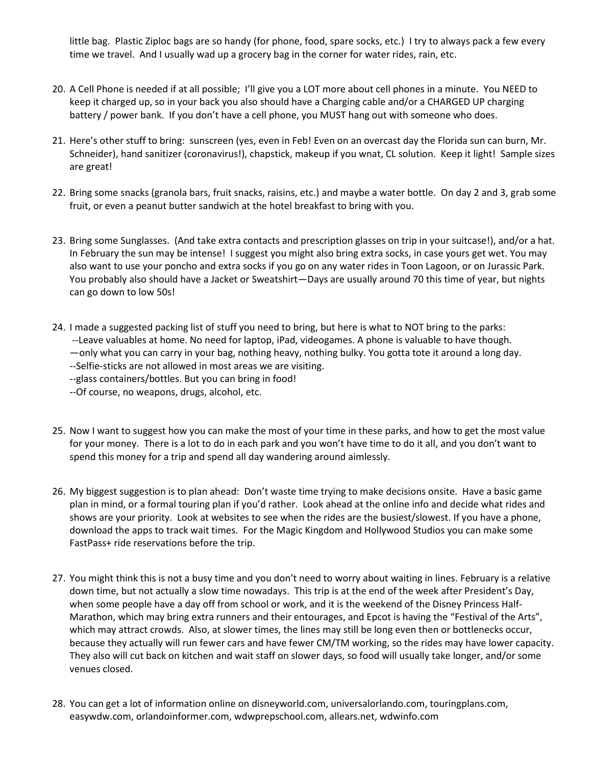little bag. Plastic Ziploc bags are so handy (for phone, food, spare socks, etc.) I try to always pack a few every time we travel. And I usually wad up a grocery bag in the corner for water rides, rain, etc.

20. A Cell Phone is needed if at all possible; I'll give you a LOT more about cell phones in a minute. You NEED to keep it charged up, so in your back you also should have a Charging cable and/or a CHARGED UP charging battery / power bank. If you don't have a cell phone, you MUST hang out with someone who does.

21. Here's other stuff to bring: sunscreen (yes, even in Feb! Even on an overcast day the Florida sun can burn, Mr. Schneider), hand sanitizer (coronavirus!), chapstick, makeup if you wnat, CL solution. Keep it light! Sample sizes are great!

22. Bring some snacks (granola bars, fruit snacks, raisins, etc.) and maybe a water bottle. On day 2 and 3, grab some fruit, or even a peanut butter sandwich at the hotel breakfast to bring with you.

23. Bring some Sunglasses. (And take extra contacts and prescription glasses on trip in your suitcase!), and/or a hat. In February the sun may be intense! I suggest you might also bring extra socks, in case yours get wet. You may also want to use your poncho and extra socks if you go on any water rides in Toon Lagoon, or on Jurassic Park. You probably also should have a Jacket or Sweatshirt—Days are usually around 70 this time of year, but nights can go down to low 50s!

24. I made a suggested packing list of stuff you need to bring, but here is what to NOT bring to the parks:
    --Leave valuables at home. No need for laptop, iPad, videogames. A phone is valuable to have though.
    —only what you can carry in your bag, nothing heavy, nothing bulky. You gotta tote it around a long day.
    --Selfie-sticks are not allowed in most areas we are visiting.
    --glass containers/bottles. But you can bring in food!
    --Of course, no weapons, drugs, alcohol, etc.

25. Now I want to suggest how you can make the most of your time in these parks, and how to get the most value for your money. There is a lot to do in each park and you won't have time to do it all, and you don't want to spend this money for a trip and spend all day wandering around aimlessly.

26. My biggest suggestion is to plan ahead: Don't waste time trying to make decisions onsite. Have a basic game plan in mind, or a formal touring plan if you'd rather. Look ahead at the online info and decide what rides and shows are your priority. Look at websites to see when the rides are the busiest/slowest. If you have a phone, download the apps to track wait times. For the Magic Kingdom and Hollywood Studios you can make some FastPass+ ride reservations before the trip.

27. You might think this is not a busy time and you don't need to worry about waiting in lines. February is a relative down time, but not actually a slow time nowadays. This trip is at the end of the week after President's Day, when some people have a day off from school or work, and it is the weekend of the Disney Princess Half-Marathon, which may bring extra runners and their entourages, and Epcot is having the "Festival of the Arts", which may attract crowds. Also, at slower times, the lines may still be long even then or bottlenecks occur, because they actually will run fewer cars and have fewer CM/TM working, so the rides may have lower capacity. They also will cut back on kitchen and wait staff on slower days, so food will usually take longer, and/or some venues closed.

28. You can get a lot of information online on disneyworld.com, universalorlando.com, touringplans.com, easywdw.com, orlandoinformer.com, wdwprepschool.com, allears.net, wdwinfo.com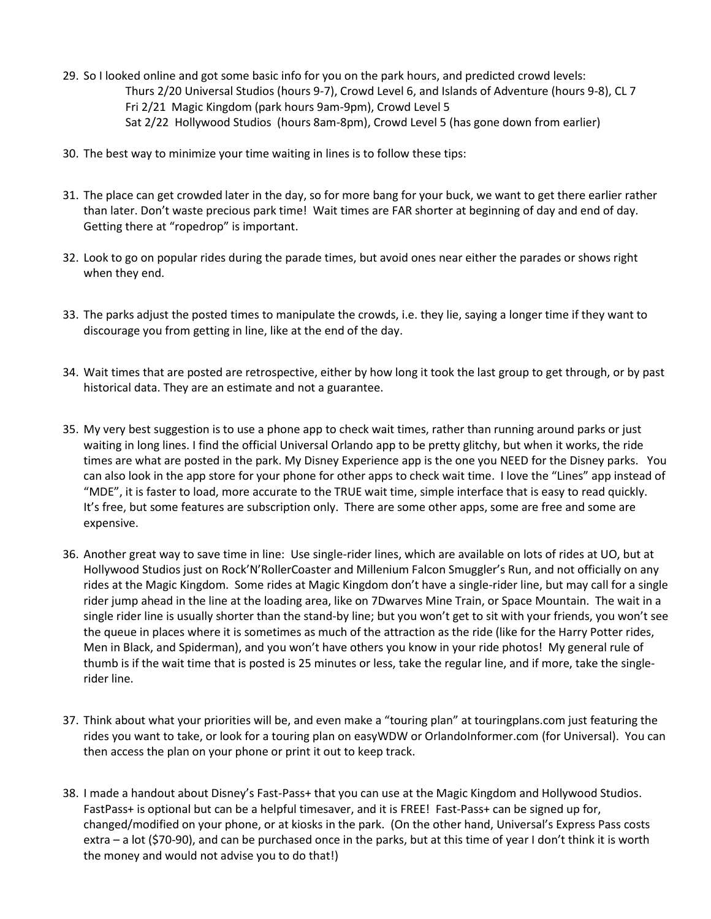29. So I looked online and got some basic info for you on the park hours, and predicted crowd levels:
    Thurs 2/20 Universal Studios (hours 9-7), Crowd Level 6, and Islands of Adventure (hours 9-8), CL 7
    Fri 2/21 Magic Kingdom (park hours 9am-9pm), Crowd Level 5
    Sat 2/22 Hollywood Studios (hours 8am-8pm), Crowd Level 5 (has gone down from earlier)

30. The best way to minimize your time waiting in lines is to follow these tips:

31. The place can get crowded later in the day, so for more bang for your buck, we want to get there earlier rather than later. Don't waste precious park time! Wait times are FAR shorter at beginning of day and end of day. Getting there at "ropedrop" is important.

32. Look to go on popular rides during the parade times, but avoid ones near either the parades or shows right when they end.

33. The parks adjust the posted times to manipulate the crowds, i.e. they lie, saying a longer time if they want to discourage you from getting in line, like at the end of the day.

34. Wait times that are posted are retrospective, either by how long it took the last group to get through, or by past historical data. They are an estimate and not a guarantee.

35. My very best suggestion is to use a phone app to check wait times, rather than running around parks or just waiting in long lines. I find the official Universal Orlando app to be pretty glitchy, but when it works, the ride times are what are posted in the park. My Disney Experience app is the one you NEED for the Disney parks. You can also look in the app store for your phone for other apps to check wait time. I love the "Lines" app instead of "MDE", it is faster to load, more accurate to the TRUE wait time, simple interface that is easy to read quickly. It's free, but some features are subscription only. There are some other apps, some are free and some are expensive.

36. Another great way to save time in line: Use single-rider lines, which are available on lots of rides at UO, but at Hollywood Studios just on Rock'N'RollerCoaster and Millenium Falcon Smuggler's Run, and not officially on any rides at the Magic Kingdom. Some rides at Magic Kingdom don't have a single-rider line, but may call for a single rider jump ahead in the line at the loading area, like on 7Dwarves Mine Train, or Space Mountain. The wait in a single rider line is usually shorter than the stand-by line; but you won't get to sit with your friends, you won't see the queue in places where it is sometimes as much of the attraction as the ride (like for the Harry Potter rides, Men in Black, and Spiderman), and you won't have others you know in your ride photos! My general rule of thumb is if the wait time that is posted is 25 minutes or less, take the regular line, and if more, take the single-rider line.

37. Think about what your priorities will be, and even make a "touring plan" at touringplans.com just featuring the rides you want to take, or look for a touring plan on easyWDW or OrlandoInformer.com (for Universal). You can then access the plan on your phone or print it out to keep track.

38. I made a handout about Disney's Fast-Pass+ that you can use at the Magic Kingdom and Hollywood Studios. FastPass+ is optional but can be a helpful timesaver, and it is FREE! Fast-Pass+ can be signed up for, changed/modified on your phone, or at kiosks in the park. (On the other hand, Universal's Express Pass costs extra – a lot ($70-90), and can be purchased once in the parks, but at this time of year I don't think it is worth the money and would not advise you to do that!)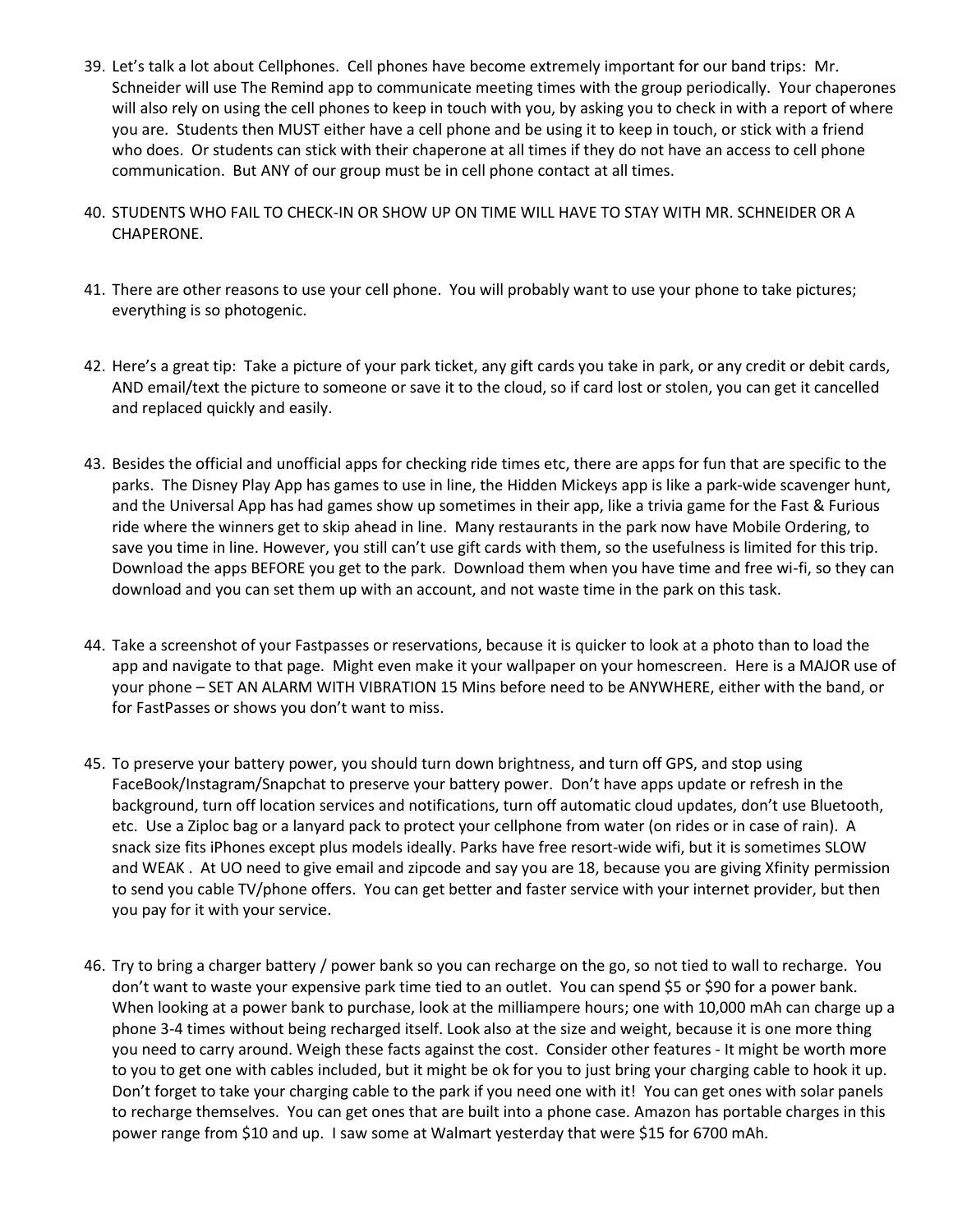39. Let's talk a lot about Cellphones. Cell phones have become extremely important for our band trips: Mr. Schneider will use The Remind app to communicate meeting times with the group periodically. Your chaperones will also rely on using the cell phones to keep in touch with you, by asking you to check in with a report of where you are. Students then MUST either have a cell phone and be using it to keep in touch, or stick with a friend who does. Or students can stick with their chaperone at all times if they do not have an access to cell phone communication. But ANY of our group must be in cell phone contact at all times.

40. STUDENTS WHO FAIL TO CHECK-IN OR SHOW UP ON TIME WILL HAVE TO STAY WITH MR. SCHNEIDER OR A CHAPERONE.

41. There are other reasons to use your cell phone. You will probably want to use your phone to take pictures; everything is so photogenic.

42. Here's a great tip: Take a picture of your park ticket, any gift cards you take in park, or any credit or debit cards, AND email/text the picture to someone or save it to the cloud, so if card lost or stolen, you can get it cancelled and replaced quickly and easily.

43. Besides the official and unofficial apps for checking ride times etc, there are apps for fun that are specific to the parks. The Disney Play App has games to use in line, the Hidden Mickeys app is like a park-wide scavenger hunt, and the Universal App has had games show up sometimes in their app, like a trivia game for the Fast & Furious ride where the winners get to skip ahead in line. Many restaurants in the park now have Mobile Ordering, to save you time in line. However, you still can't use gift cards with them, so the usefulness is limited for this trip. Download the apps BEFORE you get to the park. Download them when you have time and free wi-fi, so they can download and you can set them up with an account, and not waste time in the park on this task.

44. Take a screenshot of your Fastpasses or reservations, because it is quicker to look at a photo than to load the app and navigate to that page. Might even make it your wallpaper on your homescreen. Here is a MAJOR use of your phone – SET AN ALARM WITH VIBRATION 15 Mins before need to be ANYWHERE, either with the band, or for FastPasses or shows you don't want to miss.

45. To preserve your battery power, you should turn down brightness, and turn off GPS, and stop using FaceBook/Instagram/Snapchat to preserve your battery power. Don't have apps update or refresh in the background, turn off location services and notifications, turn off automatic cloud updates, don't use Bluetooth, etc. Use a Ziploc bag or a lanyard pack to protect your cellphone from water (on rides or in case of rain). A snack size fits iPhones except plus models ideally. Parks have free resort-wide wifi, but it is sometimes SLOW and WEAK . At UO need to give email and zipcode and say you are 18, because you are giving Xfinity permission to send you cable TV/phone offers. You can get better and faster service with your internet provider, but then you pay for it with your service.

46. Try to bring a charger battery / power bank so you can recharge on the go, so not tied to wall to recharge. You don't want to waste your expensive park time tied to an outlet. You can spend $5 or $90 for a power bank. When looking at a power bank to purchase, look at the milliampere hours; one with 10,000 mAh can charge up a phone 3-4 times without being recharged itself. Look also at the size and weight, because it is one more thing you need to carry around. Weigh these facts against the cost. Consider other features - It might be worth more to you to get one with cables included, but it might be ok for you to just bring your charging cable to hook it up. Don't forget to take your charging cable to the park if you need one with it! You can get ones with solar panels to recharge themselves. You can get ones that are built into a phone case. Amazon has portable charges in this power range from $10 and up. I saw some at Walmart yesterday that were $15 for 6700 mAh.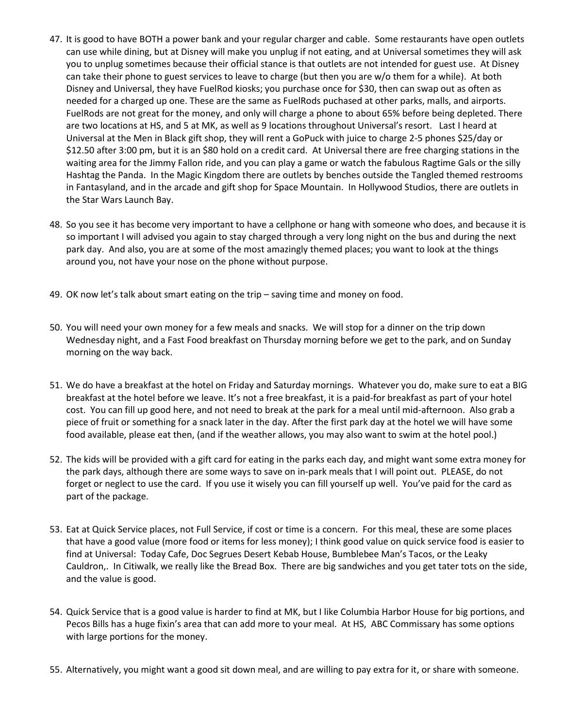47. It is good to have BOTH a power bank and your regular charger and cable. Some restaurants have open outlets can use while dining, but at Disney will make you unplug if not eating, and at Universal sometimes they will ask you to unplug sometimes because their official stance is that outlets are not intended for guest use. At Disney can take their phone to guest services to leave to charge (but then you are w/o them for a while). At both Disney and Universal, they have FuelRod kiosks; you purchase once for $30, then can swap out as often as needed for a charged up one. These are the same as FuelRods puchased at other parks, malls, and airports. FuelRods are not great for the money, and only will charge a phone to about 65% before being depleted. There are two locations at HS, and 5 at MK, as well as 9 locations throughout Universal's resort. Last I heard at Universal at the Men in Black gift shop, they will rent a GoPuck with juice to charge 2-5 phones $25/day or $12.50 after 3:00 pm, but it is an $80 hold on a credit card. At Universal there are free charging stations in the waiting area for the Jimmy Fallon ride, and you can play a game or watch the fabulous Ragtime Gals or the silly Hashtag the Panda. In the Magic Kingdom there are outlets by benches outside the Tangled themed restrooms in Fantasyland, and in the arcade and gift shop for Space Mountain. In Hollywood Studios, there are outlets in the Star Wars Launch Bay.

48. So you see it has become very important to have a cellphone or hang with someone who does, and because it is so important I will advised you again to stay charged through a very long night on the bus and during the next park day. And also, you are at some of the most amazingly themed places; you want to look at the things around you, not have your nose on the phone without purpose.

49. OK now let's talk about smart eating on the trip – saving time and money on food.

50. You will need your own money for a few meals and snacks. We will stop for a dinner on the trip down Wednesday night, and a Fast Food breakfast on Thursday morning before we get to the park, and on Sunday morning on the way back.

51. We do have a breakfast at the hotel on Friday and Saturday mornings. Whatever you do, make sure to eat a BIG breakfast at the hotel before we leave. It's not a free breakfast, it is a paid-for breakfast as part of your hotel cost. You can fill up good here, and not need to break at the park for a meal until mid-afternoon. Also grab a piece of fruit or something for a snack later in the day. After the first park day at the hotel we will have some food available, please eat then, (and if the weather allows, you may also want to swim at the hotel pool.)

52. The kids will be provided with a gift card for eating in the parks each day, and might want some extra money for the park days, although there are some ways to save on in-park meals that I will point out. PLEASE, do not forget or neglect to use the card. If you use it wisely you can fill yourself up well. You've paid for the card as part of the package.

53. Eat at Quick Service places, not Full Service, if cost or time is a concern. For this meal, these are some places that have a good value (more food or items for less money); I think good value on quick service food is easier to find at Universal: Today Cafe, Doc Segrues Desert Kebab House, Bumblebee Man's Tacos, or the Leaky Cauldron,. In Citiwalk, we really like the Bread Box. There are big sandwiches and you get tater tots on the side, and the value is good.

54. Quick Service that is a good value is harder to find at MK, but I like Columbia Harbor House for big portions, and Pecos Bills has a huge fixin's area that can add more to your meal. At HS, ABC Commissary has some options with large portions for the money.

55. Alternatively, you might want a good sit down meal, and are willing to pay extra for it, or share with someone.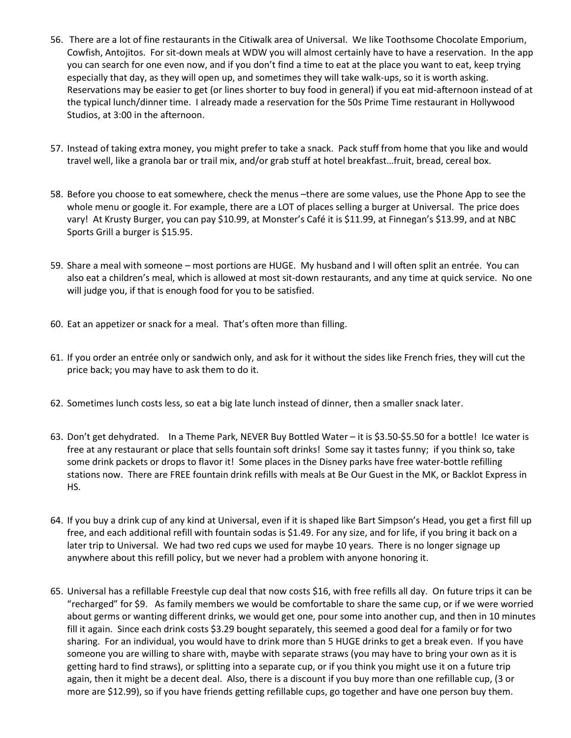56. There are a lot of fine restaurants in the Citiwalk area of Universal. We like Toothsome Chocolate Emporium, Cowfish, Antojitos. For sit-down meals at WDW you will almost certainly have to have a reservation. In the app you can search for one even now, and if you don't find a time to eat at the place you want to eat, keep trying especially that day, as they will open up, and sometimes they will take walk-ups, so it is worth asking. Reservations may be easier to get (or lines shorter to buy food in general) if you eat mid-afternoon instead of at the typical lunch/dinner time. I already made a reservation for the 50s Prime Time restaurant in Hollywood Studios, at 3:00 in the afternoon.

57. Instead of taking extra money, you might prefer to take a snack. Pack stuff from home that you like and would travel well, like a granola bar or trail mix, and/or grab stuff at hotel breakfast…fruit, bread, cereal box.

58. Before you choose to eat somewhere, check the menus –there are some values, use the Phone App to see the whole menu or google it. For example, there are a LOT of places selling a burger at Universal. The price does vary! At Krusty Burger, you can pay $10.99, at Monster's Café it is $11.99, at Finnegan's $13.99, and at NBC Sports Grill a burger is $15.95.

59. Share a meal with someone – most portions are HUGE. My husband and I will often split an entrée. You can also eat a children's meal, which is allowed at most sit-down restaurants, and any time at quick service. No one will judge you, if that is enough food for you to be satisfied.

60. Eat an appetizer or snack for a meal. That's often more than filling.

61. If you order an entrée only or sandwich only, and ask for it without the sides like French fries, they will cut the price back; you may have to ask them to do it.

62. Sometimes lunch costs less, so eat a big late lunch instead of dinner, then a smaller snack later.

63. Don't get dehydrated. In a Theme Park, NEVER Buy Bottled Water – it is $3.50-$5.50 for a bottle! Ice water is free at any restaurant or place that sells fountain soft drinks! Some say it tastes funny; if you think so, take some drink packets or drops to flavor it! Some places in the Disney parks have free water-bottle refilling stations now. There are FREE fountain drink refills with meals at Be Our Guest in the MK, or Backlot Express in HS.

64. If you buy a drink cup of any kind at Universal, even if it is shaped like Bart Simpson's Head, you get a first fill up free, and each additional refill with fountain sodas is $1.49. For any size, and for life, if you bring it back on a later trip to Universal. We had two red cups we used for maybe 10 years. There is no longer signage up anywhere about this refill policy, but we never had a problem with anyone honoring it.

65. Universal has a refillable Freestyle cup deal that now costs $16, with free refills all day. On future trips it can be "recharged" for $9. As family members we would be comfortable to share the same cup, or if we were worried about germs or wanting different drinks, we would get one, pour some into another cup, and then in 10 minutes fill it again. Since each drink costs $3.29 bought separately, this seemed a good deal for a family or for two sharing. For an individual, you would have to drink more than 5 HUGE drinks to get a break even. If you have someone you are willing to share with, maybe with separate straws (you may have to bring your own as it is getting hard to find straws), or splitting into a separate cup, or if you think you might use it on a future trip again, then it might be a decent deal. Also, there is a discount if you buy more than one refillable cup, (3 or more are $12.99), so if you have friends getting refillable cups, go together and have one person buy them.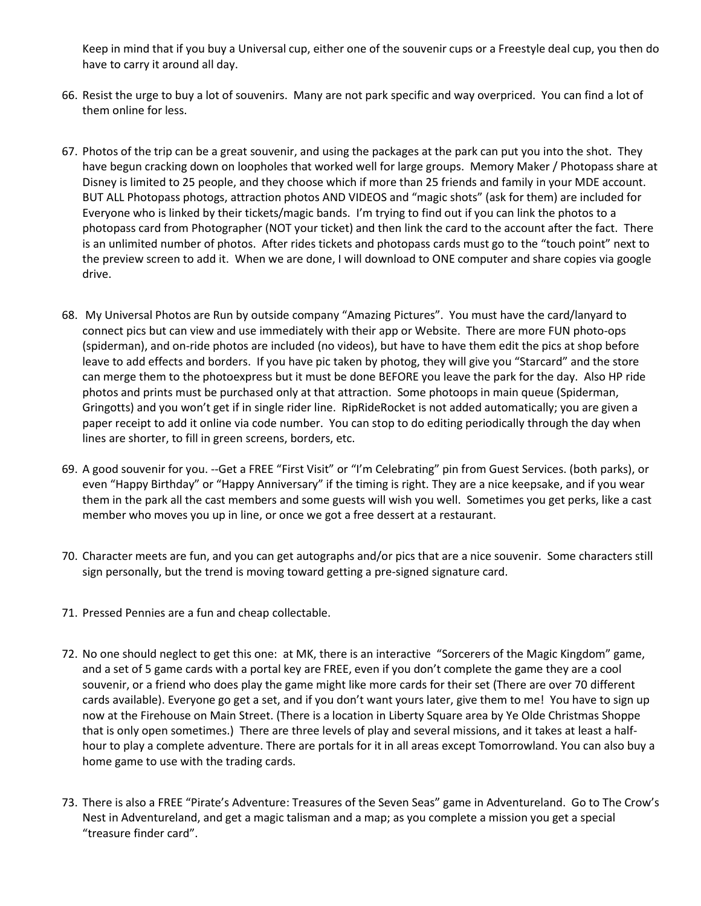Keep in mind that if you buy a Universal cup, either one of the souvenir cups or a Freestyle deal cup, you then do have to carry it around all day.

66. Resist the urge to buy a lot of souvenirs. Many are not park specific and way overpriced. You can find a lot of them online for less.

67. Photos of the trip can be a great souvenir, and using the packages at the park can put you into the shot. They have begun cracking down on loopholes that worked well for large groups. Memory Maker / Photopass share at Disney is limited to 25 people, and they choose which if more than 25 friends and family in your MDE account. BUT ALL Photopass photogs, attraction photos AND VIDEOS and "magic shots" (ask for them) are included for Everyone who is linked by their tickets/magic bands. I'm trying to find out if you can link the photos to a photopass card from Photographer (NOT your ticket) and then link the card to the account after the fact. There is an unlimited number of photos. After rides tickets and photopass cards must go to the "touch point" next to the preview screen to add it. When we are done, I will download to ONE computer and share copies via google drive.

68. My Universal Photos are Run by outside company "Amazing Pictures". You must have the card/lanyard to connect pics but can view and use immediately with their app or Website. There are more FUN photo-ops (spiderman), and on-ride photos are included (no videos), but have to have them edit the pics at shop before leave to add effects and borders. If you have pic taken by photog, they will give you "Starcard" and the store can merge them to the photoexpress but it must be done BEFORE you leave the park for the day. Also HP ride photos and prints must be purchased only at that attraction. Some photoops in main queue (Spiderman, Gringotts) and you won't get if in single rider line. RipRideRocket is not added automatically; you are given a paper receipt to add it online via code number. You can stop to do editing periodically through the day when lines are shorter, to fill in green screens, borders, etc.

69. A good souvenir for you. --Get a FREE "First Visit" or "I'm Celebrating" pin from Guest Services. (both parks), or even "Happy Birthday" or "Happy Anniversary" if the timing is right. They are a nice keepsake, and if you wear them in the park all the cast members and some guests will wish you well. Sometimes you get perks, like a cast member who moves you up in line, or once we got a free dessert at a restaurant.

70. Character meets are fun, and you can get autographs and/or pics that are a nice souvenir. Some characters still sign personally, but the trend is moving toward getting a pre-signed signature card.

71. Pressed Pennies are a fun and cheap collectable.

72. No one should neglect to get this one: at MK, there is an interactive "Sorcerers of the Magic Kingdom" game, and a set of 5 game cards with a portal key are FREE, even if you don't complete the game they are a cool souvenir, or a friend who does play the game might like more cards for their set (There are over 70 different cards available). Everyone go get a set, and if you don't want yours later, give them to me! You have to sign up now at the Firehouse on Main Street. (There is a location in Liberty Square area by Ye Olde Christmas Shoppe that is only open sometimes.) There are three levels of play and several missions, and it takes at least a half-hour to play a complete adventure. There are portals for it in all areas except Tomorrowland. You can also buy a home game to use with the trading cards.

73. There is also a FREE "Pirate's Adventure: Treasures of the Seven Seas" game in Adventureland. Go to The Crow's Nest in Adventureland, and get a magic talisman and a map; as you complete a mission you get a special "treasure finder card".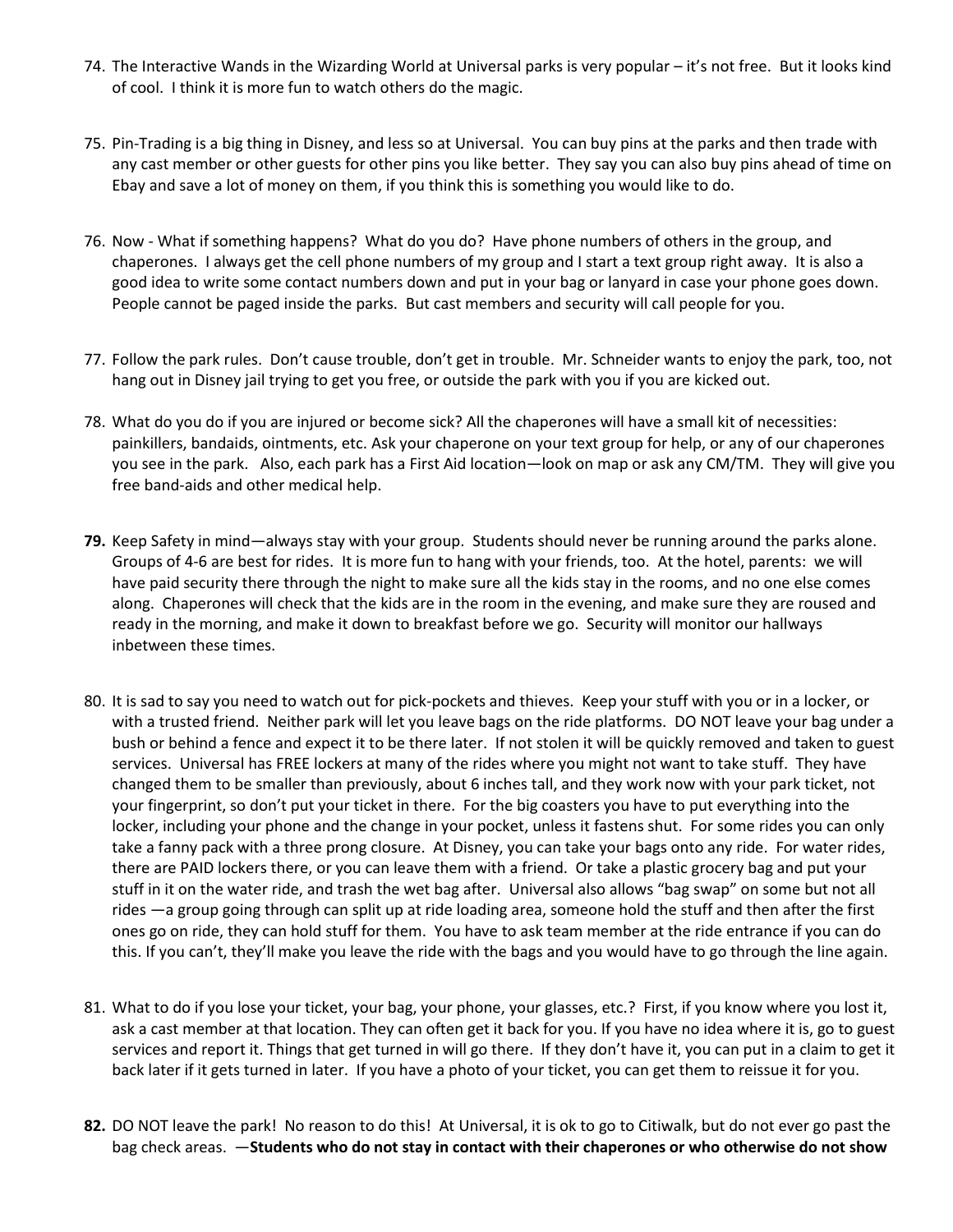74. The Interactive Wands in the Wizarding World at Universal parks is very popular – it's not free. But it looks kind of cool. I think it is more fun to watch others do the magic.

75. Pin-Trading is a big thing in Disney, and less so at Universal. You can buy pins at the parks and then trade with any cast member or other guests for other pins you like better. They say you can also buy pins ahead of time on Ebay and save a lot of money on them, if you think this is something you would like to do.

76. Now - What if something happens? What do you do? Have phone numbers of others in the group, and chaperones. I always get the cell phone numbers of my group and I start a text group right away. It is also a good idea to write some contact numbers down and put in your bag or lanyard in case your phone goes down. People cannot be paged inside the parks. But cast members and security will call people for you.

77. Follow the park rules. Don't cause trouble, don't get in trouble. Mr. Schneider wants to enjoy the park, too, not hang out in Disney jail trying to get you free, or outside the park with you if you are kicked out.

78. What do you do if you are injured or become sick? All the chaperones will have a small kit of necessities: painkillers, bandaids, ointments, etc. Ask your chaperone on your text group for help, or any of our chaperones you see in the park. Also, each park has a First Aid location—look on map or ask any CM/TM. They will give you free band-aids and other medical help.

**79.** Keep Safety in mind—always stay with your group. Students should never be running around the parks alone. Groups of 4-6 are best for rides. It is more fun to hang with your friends, too. At the hotel, parents: we will have paid security there through the night to make sure all the kids stay in the rooms, and no one else comes along. Chaperones will check that the kids are in the room in the evening, and make sure they are roused and ready in the morning, and make it down to breakfast before we go. Security will monitor our hallways inbetween these times.

80. It is sad to say you need to watch out for pick-pockets and thieves. Keep your stuff with you or in a locker, or with a trusted friend. Neither park will let you leave bags on the ride platforms. DO NOT leave your bag under a bush or behind a fence and expect it to be there later. If not stolen it will be quickly removed and taken to guest services. Universal has FREE lockers at many of the rides where you might not want to take stuff. They have changed them to be smaller than previously, about 6 inches tall, and they work now with your park ticket, not your fingerprint, so don't put your ticket in there. For the big coasters you have to put everything into the locker, including your phone and the change in your pocket, unless it fastens shut. For some rides you can only take a fanny pack with a three prong closure. At Disney, you can take your bags onto any ride. For water rides, there are PAID lockers there, or you can leave them with a friend. Or take a plastic grocery bag and put your stuff in it on the water ride, and trash the wet bag after. Universal also allows "bag swap" on some but not all rides —a group going through can split up at ride loading area, someone hold the stuff and then after the first ones go on ride, they can hold stuff for them. You have to ask team member at the ride entrance if you can do this. If you can't, they'll make you leave the ride with the bags and you would have to go through the line again.

81. What to do if you lose your ticket, your bag, your phone, your glasses, etc.? First, if you know where you lost it, ask a cast member at that location. They can often get it back for you. If you have no idea where it is, go to guest services and report it. Things that get turned in will go there. If they don't have it, you can put in a claim to get it back later if it gets turned in later. If you have a photo of your ticket, you can get them to reissue it for you.

**82.** DO NOT leave the park! No reason to do this! At Universal, it is ok to go to Citiwalk, but do not ever go past the bag check areas. —**Students who do not stay in contact with their chaperones or who otherwise do not show**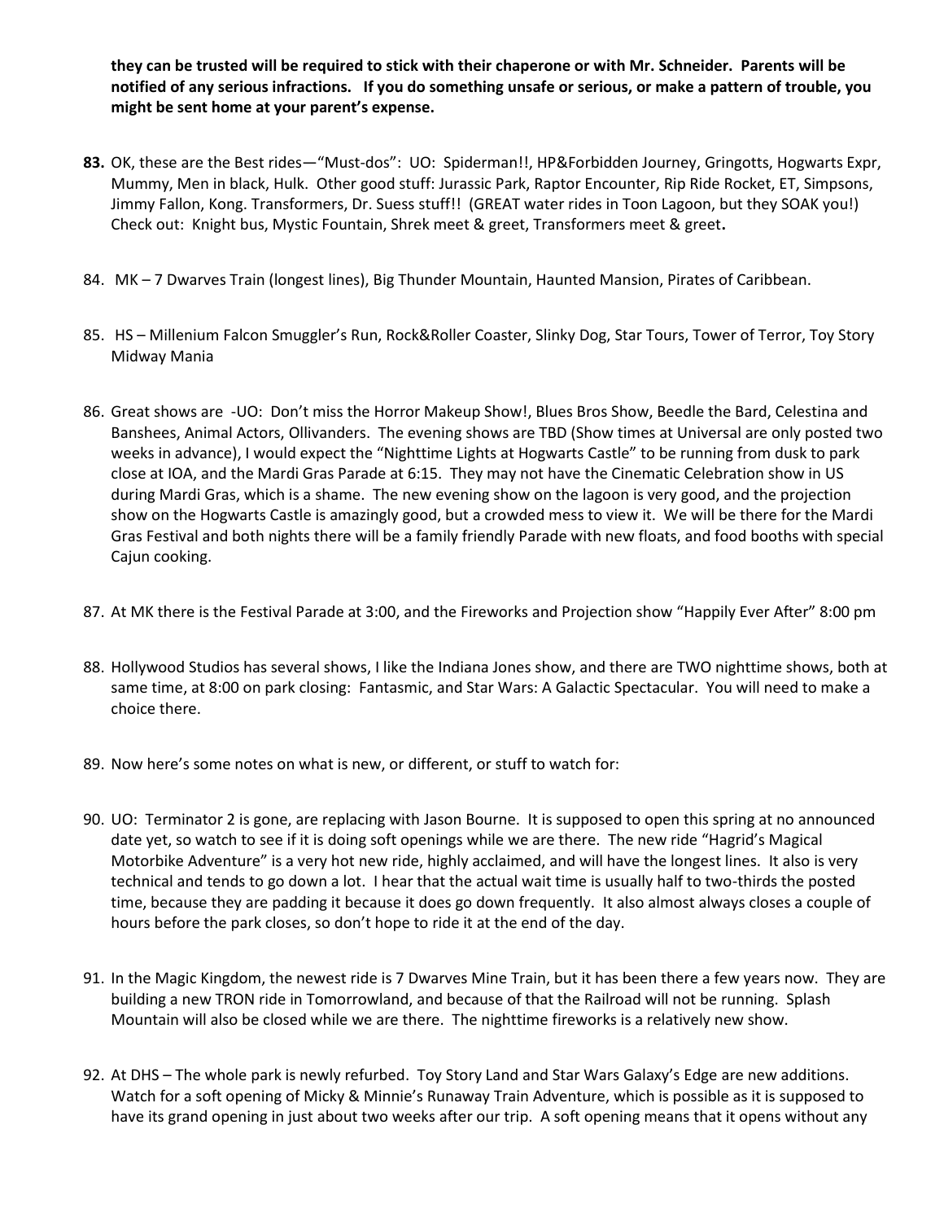**they can be trusted will be required to stick with their chaperone or with Mr. Schneider. Parents will be notified of any serious infractions. If you do something unsafe or serious, or make a pattern of trouble, you might be sent home at your parent's expense.**

**83.** OK, these are the Best rides—"Must-dos": UO: Spiderman!!, HP&Forbidden Journey, Gringotts, Hogwarts Expr, Mummy, Men in black, Hulk. Other good stuff: Jurassic Park, Raptor Encounter, Rip Ride Rocket, ET, Simpsons, Jimmy Fallon, Kong. Transformers, Dr. Suess stuff!! (GREAT water rides in Toon Lagoon, but they SOAK you!) Check out: Knight bus, Mystic Fountain, Shrek meet & greet, Transformers meet & greet**.**

84. MK – 7 Dwarves Train (longest lines), Big Thunder Mountain, Haunted Mansion, Pirates of Caribbean.

85. HS – Millenium Falcon Smuggler's Run, Rock&Roller Coaster, Slinky Dog, Star Tours, Tower of Terror, Toy Story Midway Mania

86. Great shows are -UO: Don't miss the Horror Makeup Show!, Blues Bros Show, Beedle the Bard, Celestina and Banshees, Animal Actors, Ollivanders. The evening shows are TBD (Show times at Universal are only posted two weeks in advance), I would expect the "Nighttime Lights at Hogwarts Castle" to be running from dusk to park close at IOA, and the Mardi Gras Parade at 6:15. They may not have the Cinematic Celebration show in US during Mardi Gras, which is a shame. The new evening show on the lagoon is very good, and the projection show on the Hogwarts Castle is amazingly good, but a crowded mess to view it. We will be there for the Mardi Gras Festival and both nights there will be a family friendly Parade with new floats, and food booths with special Cajun cooking.

87. At MK there is the Festival Parade at 3:00, and the Fireworks and Projection show "Happily Ever After" 8:00 pm

88. Hollywood Studios has several shows, I like the Indiana Jones show, and there are TWO nighttime shows, both at same time, at 8:00 on park closing: Fantasmic, and Star Wars: A Galactic Spectacular. You will need to make a choice there.

89. Now here's some notes on what is new, or different, or stuff to watch for:

90. UO: Terminator 2 is gone, are replacing with Jason Bourne. It is supposed to open this spring at no announced date yet, so watch to see if it is doing soft openings while we are there. The new ride "Hagrid's Magical Motorbike Adventure" is a very hot new ride, highly acclaimed, and will have the longest lines. It also is very technical and tends to go down a lot. I hear that the actual wait time is usually half to two-thirds the posted time, because they are padding it because it does go down frequently. It also almost always closes a couple of hours before the park closes, so don't hope to ride it at the end of the day.

91. In the Magic Kingdom, the newest ride is 7 Dwarves Mine Train, but it has been there a few years now. They are building a new TRON ride in Tomorrowland, and because of that the Railroad will not be running. Splash Mountain will also be closed while we are there. The nighttime fireworks is a relatively new show.

92. At DHS – The whole park is newly refurbed. Toy Story Land and Star Wars Galaxy's Edge are new additions. Watch for a soft opening of Micky & Minnie's Runaway Train Adventure, which is possible as it is supposed to have its grand opening in just about two weeks after our trip. A soft opening means that it opens without any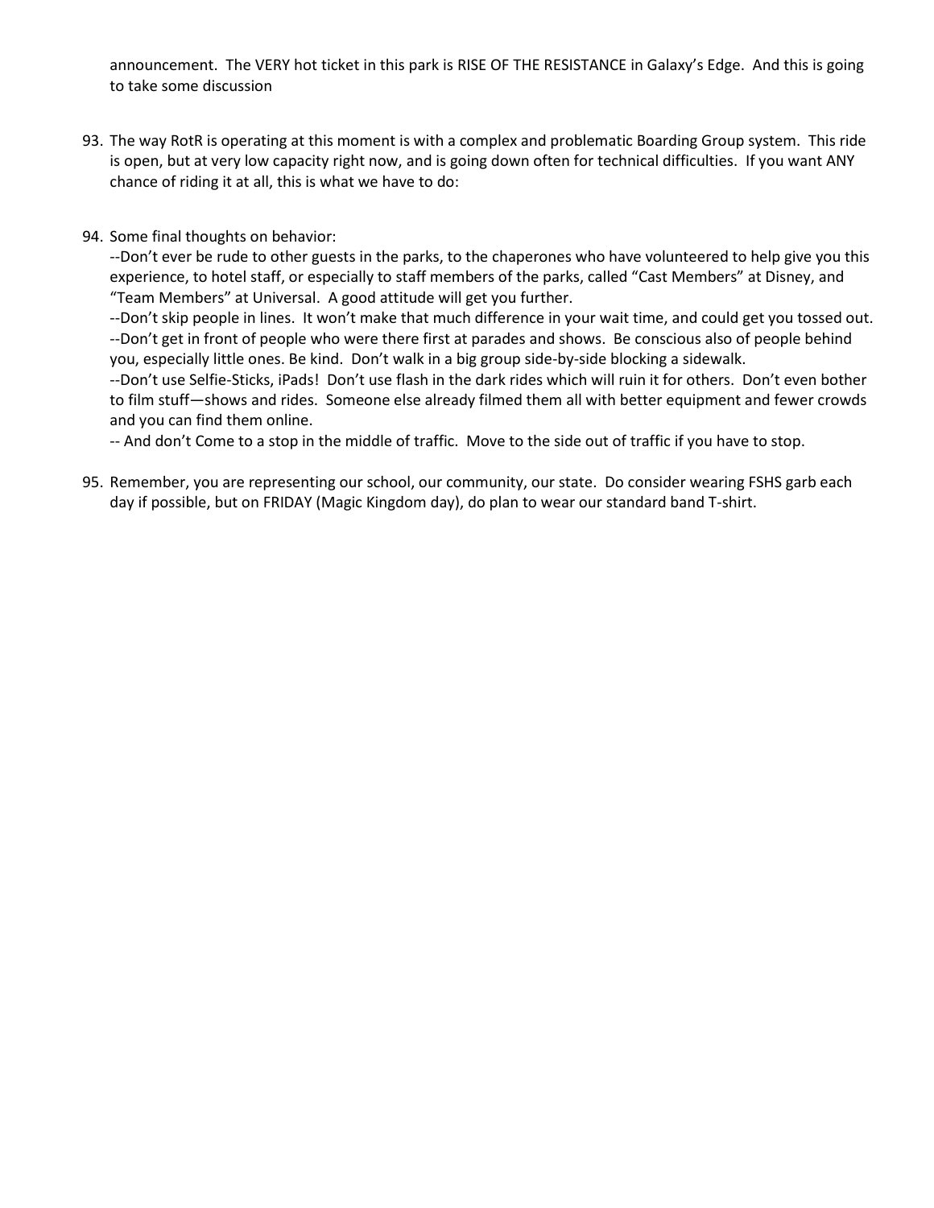announcement. The VERY hot ticket in this park is RISE OF THE RESISTANCE in Galaxy's Edge. And this is going to take some discussion

93. The way RotR is operating at this moment is with a complex and problematic Boarding Group system. This ride is open, but at very low capacity right now, and is going down often for technical difficulties. If you want ANY chance of riding it at all, this is what we have to do:

94. Some final thoughts on behavior:
    --Don't ever be rude to other guests in the parks, to the chaperones who have volunteered to help give you this experience, to hotel staff, or especially to staff members of the parks, called "Cast Members" at Disney, and "Team Members" at Universal. A good attitude will get you further.
    --Don't skip people in lines. It won't make that much difference in your wait time, and could get you tossed out.
    --Don't get in front of people who were there first at parades and shows. Be conscious also of people behind you, especially little ones. Be kind. Don't walk in a big group side-by-side blocking a sidewalk.
    --Don't use Selfie-Sticks, iPads! Don't use flash in the dark rides which will ruin it for others. Don't even bother to film stuff—shows and rides. Someone else already filmed them all with better equipment and fewer crowds and you can find them online.
    -- And don't Come to a stop in the middle of traffic. Move to the side out of traffic if you have to stop.

95. Remember, you are representing our school, our community, our state. Do consider wearing FSHS garb each day if possible, but on FRIDAY (Magic Kingdom day), do plan to wear our standard band T-shirt.